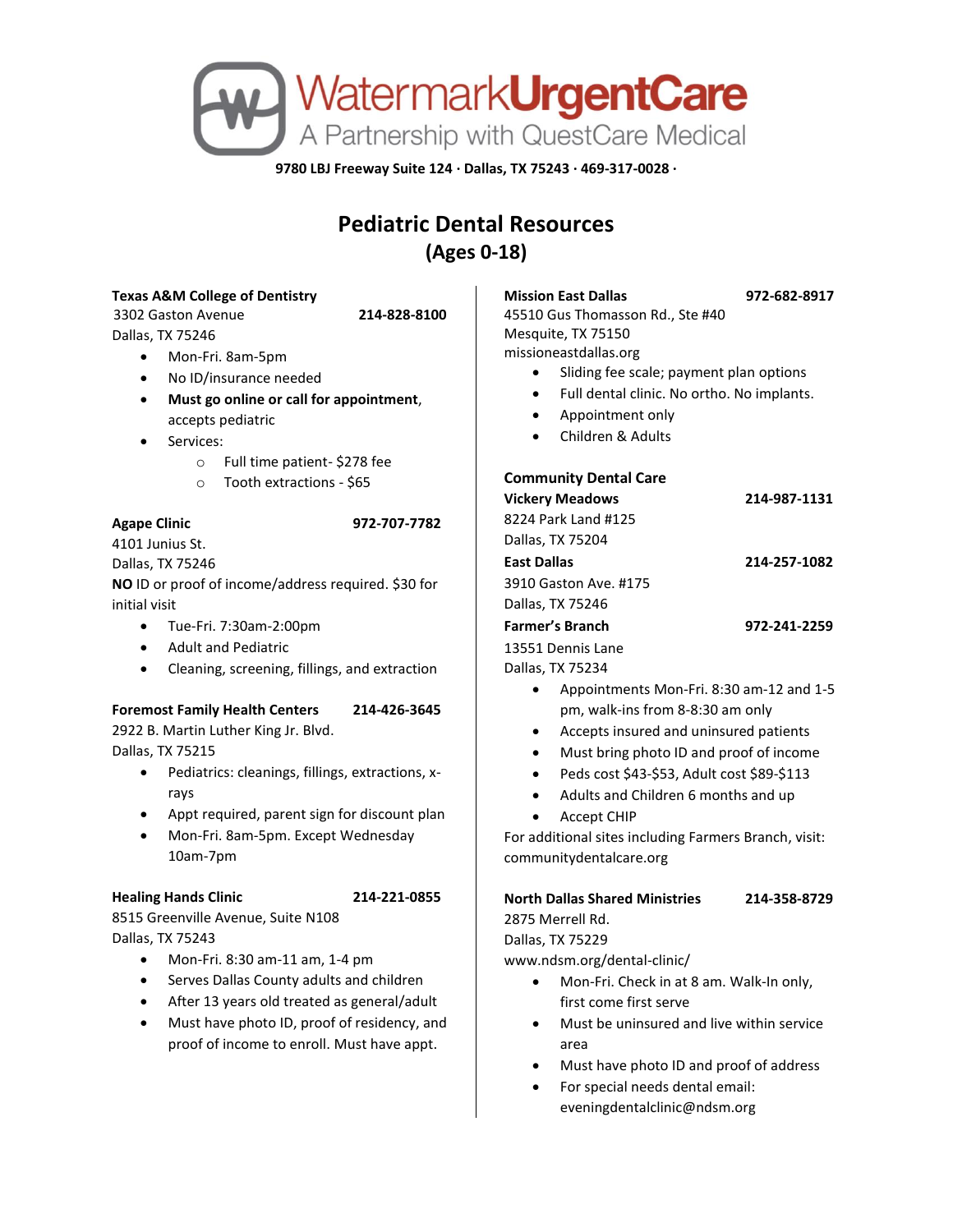# WatermarkUrgentCare

A Partnership with QuestCare Medical

**9780 LBJ Freeway Suite 124 · Dallas, TX 75243 · 469-317-0028 ·**

## Pediatric Dental Resources
## (Ages 0-18)

**Texas A&M College of Dentistry**
3302 Gaston Avenue **214-828-8100**
Dallas, TX 75246

- Mon-Fri. 8am-5pm
- No ID/insurance needed
- **Must go online or call for appointment**, accepts pediatric
- Services:
  - Full time patient- $278 fee
  - Tooth extractions - $65

**Agape Clinic** **972-707-7782**
4101 Junius St.
Dallas, TX 75246
**NO** ID or proof of income/address required. $30 for initial visit

- Tue-Fri. 7:30am-2:00pm
- Adult and Pediatric
- Cleaning, screening, fillings, and extraction

**Foremost Family Health Centers** **214-426-3645**
2922 B. Martin Luther King Jr. Blvd.
Dallas, TX 75215

- Pediatrics: cleanings, fillings, extractions, x-rays
- Appt required, parent sign for discount plan
- Mon-Fri. 8am-5pm. Except Wednesday 10am-7pm

**Healing Hands Clinic** **214-221-0855**
8515 Greenville Avenue, Suite N108
Dallas, TX 75243

- Mon-Fri. 8:30 am-11 am, 1-4 pm
- Serves Dallas County adults and children
- After 13 years old treated as general/adult
- Must have photo ID, proof of residency, and proof of income to enroll. Must have appt.

**Mission East Dallas** **972-682-8917**
45510 Gus Thomasson Rd., Ste #40
Mesquite, TX 75150
missioneastdallas.org

- Sliding fee scale; payment plan options
- Full dental clinic. No ortho. No implants.
- Appointment only
- Children & Adults

**Community Dental Care**

**Vickery Meadows** **214-987-1131**
8224 Park Land #125
Dallas, TX 75204

**East Dallas** **214-257-1082**
3910 Gaston Ave. #175
Dallas, TX 75246

**Farmer's Branch** **972-241-2259**
13551 Dennis Lane
Dallas, TX 75234

- Appointments Mon-Fri. 8:30 am-12 and 1-5 pm, walk-ins from 8-8:30 am only
- Accepts insured and uninsured patients
- Must bring photo ID and proof of income
- Peds cost $43-$53, Adult cost $89-$113
- Adults and Children 6 months and up
- Accept CHIP

For additional sites including Farmers Branch, visit: communitydentalcare.org

**North Dallas Shared Ministries** **214-358-8729**
2875 Merrell Rd.
Dallas, TX 75229
www.ndsm.org/dental-clinic/

- Mon-Fri. Check in at 8 am. Walk-In only, first come first serve
- Must be uninsured and live within service area
- Must have photo ID and proof of address
- For special needs dental email: eveningdentalclinic@ndsm.org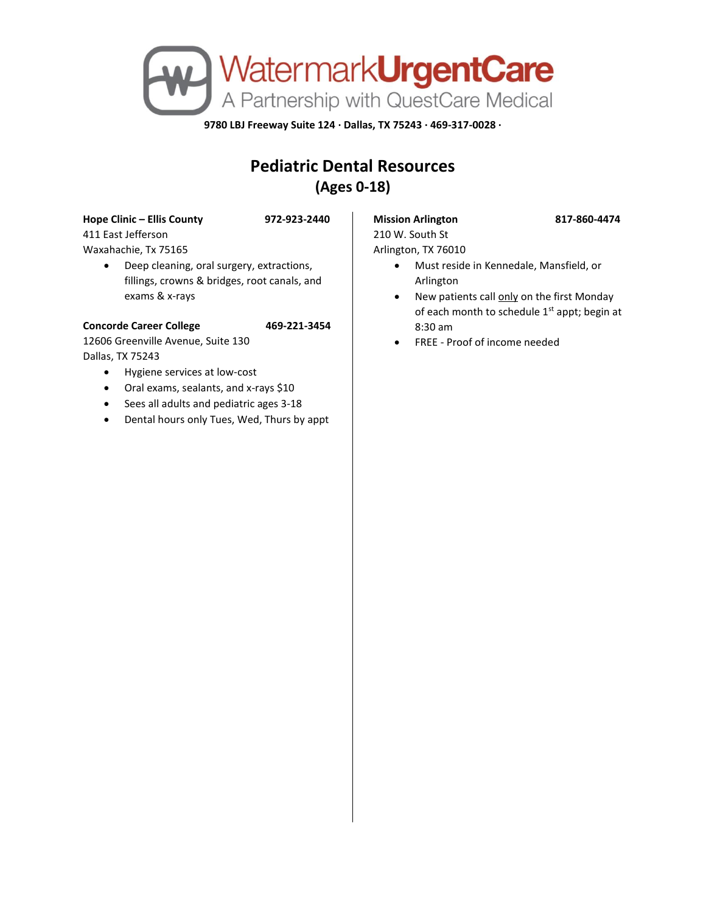WatermarkUrgentCare
A Partnership with QuestCare Medical

**9780 LBJ Freeway Suite 124 · Dallas, TX 75243 · 469-317-0028 ·**

# Pediatric Dental Resources
## (Ages 0-18)

**Hope Clinic – Ellis County** **972-923-2440**
411 East Jefferson
Waxahachie, Tx 75165

- Deep cleaning, oral surgery, extractions, fillings, crowns & bridges, root canals, and exams & x-rays

**Concorde Career College** **469-221-3454**
12606 Greenville Avenue, Suite 130
Dallas, TX 75243

- Hygiene services at low-cost
- Oral exams, sealants, and x-rays $10
- Sees all adults and pediatric ages 3-18
- Dental hours only Tues, Wed, Thurs by appt

**Mission Arlington** **817-860-4474**
210 W. South St
Arlington, TX 76010

- Must reside in Kennedale, Mansfield, or Arlington
- New patients call only on the first Monday of each month to schedule 1st appt; begin at 8:30 am
- FREE - Proof of income needed